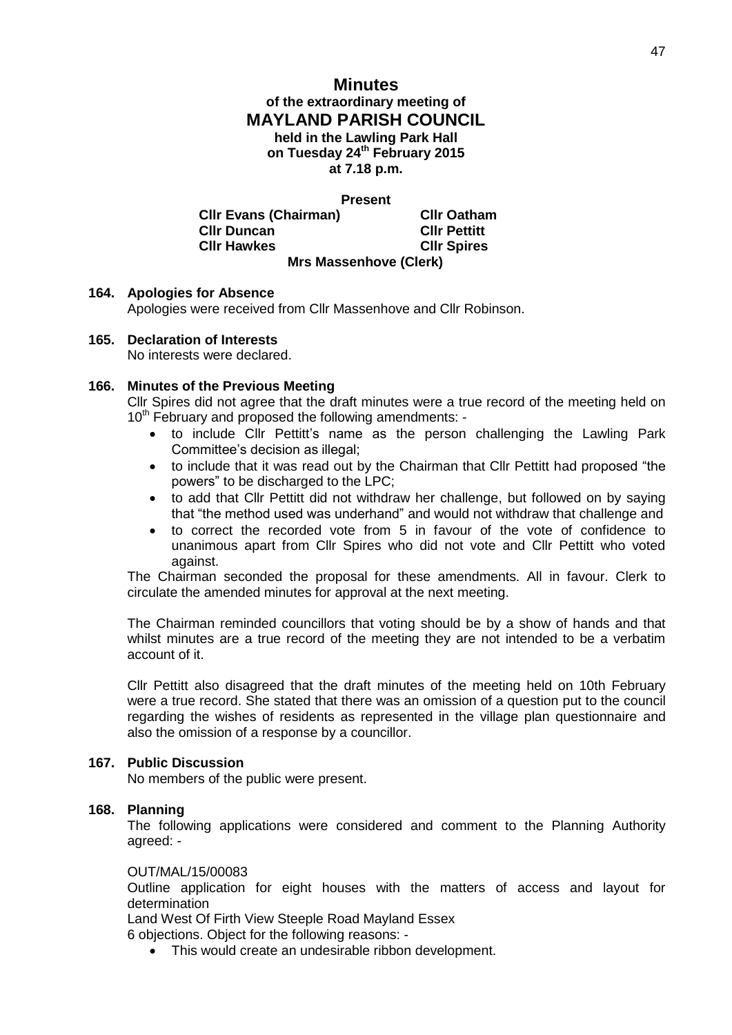# Minutes

## of the extraordinary meeting of
## MAYLAND PARISH COUNCIL
### held in the Lawling Park Hall
### on Tuesday 24th February 2015
### at 7.18 p.m.

**Present**

**Cllr Evans (Chairman)** **Cllr Oatham**
**Cllr Duncan** **Cllr Pettitt**
**Cllr Hawkes** **Cllr Spires**
**Mrs Massenhove (Clerk)**

**164. Apologies for Absence**

Apologies were received from Cllr Massenhove and Cllr Robinson.

**165. Declaration of Interests**

No interests were declared.

**166. Minutes of the Previous Meeting**

Cllr Spires did not agree that the draft minutes were a true record of the meeting held on 10th February and proposed the following amendments: -

- to include Cllr Pettitt's name as the person challenging the Lawling Park Committee's decision as illegal;
- to include that it was read out by the Chairman that Cllr Pettitt had proposed "the powers" to be discharged to the LPC;
- to add that Cllr Pettitt did not withdraw her challenge, but followed on by saying that "the method used was underhand" and would not withdraw that challenge and
- to correct the recorded vote from 5 in favour of the vote of confidence to unanimous apart from Cllr Spires who did not vote and Cllr Pettitt who voted against.

The Chairman seconded the proposal for these amendments. All in favour. Clerk to circulate the amended minutes for approval at the next meeting.

The Chairman reminded councillors that voting should be by a show of hands and that whilst minutes are a true record of the meeting they are not intended to be a verbatim account of it.

Cllr Pettitt also disagreed that the draft minutes of the meeting held on 10th February were a true record. She stated that there was an omission of a question put to the council regarding the wishes of residents as represented in the village plan questionnaire and also the omission of a response by a councillor.

**167. Public Discussion**

No members of the public were present.

**168. Planning**

The following applications were considered and comment to the Planning Authority agreed: -

OUT/MAL/15/00083

Outline application for eight houses with the matters of access and layout for determination

Land West Of Firth View Steeple Road Mayland Essex

6 objections. Object for the following reasons: -

- This would create an undesirable ribbon development.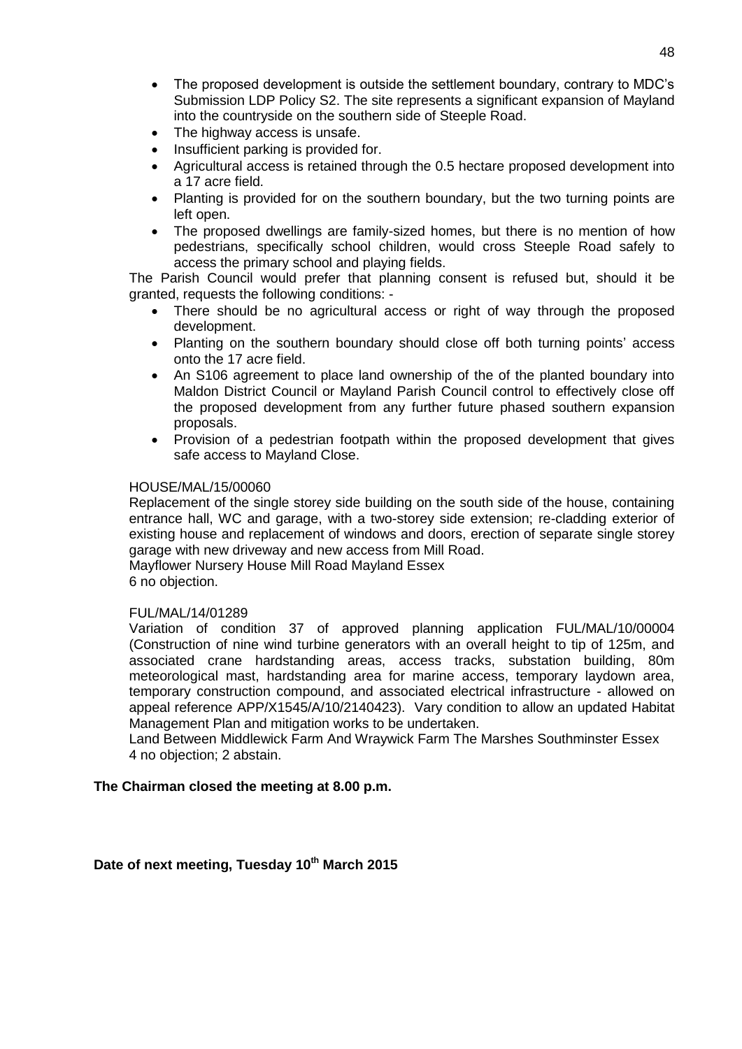- The proposed development is outside the settlement boundary, contrary to MDC's Submission LDP Policy S2. The site represents a significant expansion of Mayland into the countryside on the southern side of Steeple Road.
- The highway access is unsafe.
- Insufficient parking is provided for.
- Agricultural access is retained through the 0.5 hectare proposed development into a 17 acre field.
- Planting is provided for on the southern boundary, but the two turning points are left open.
- The proposed dwellings are family-sized homes, but there is no mention of how pedestrians, specifically school children, would cross Steeple Road safely to access the primary school and playing fields.

The Parish Council would prefer that planning consent is refused but, should it be granted, requests the following conditions: -

- There should be no agricultural access or right of way through the proposed development.
- Planting on the southern boundary should close off both turning points' access onto the 17 acre field.
- An S106 agreement to place land ownership of the of the planted boundary into Maldon District Council or Mayland Parish Council control to effectively close off the proposed development from any further future phased southern expansion proposals.
- Provision of a pedestrian footpath within the proposed development that gives safe access to Mayland Close.

HOUSE/MAL/15/00060
Replacement of the single storey side building on the south side of the house, containing entrance hall, WC and garage, with a two-storey side extension; re-cladding exterior of existing house and replacement of windows and doors, erection of separate single storey garage with new driveway and new access from Mill Road.
Mayflower Nursery House Mill Road Mayland Essex
6 no objection.

FUL/MAL/14/01289
Variation of condition 37 of approved planning application FUL/MAL/10/00004 (Construction of nine wind turbine generators with an overall height to tip of 125m, and associated crane hardstanding areas, access tracks, substation building, 80m meteorological mast, hardstanding area for marine access, temporary laydown area, temporary construction compound, and associated electrical infrastructure - allowed on appeal reference APP/X1545/A/10/2140423). Vary condition to allow an updated Habitat Management Plan and mitigation works to be undertaken.
Land Between Middlewick Farm And Wraywick Farm The Marshes Southminster Essex
4 no objection; 2 abstain.

**The Chairman closed the meeting at 8.00 p.m.**

**Date of next meeting, Tuesday 10th March 2015**